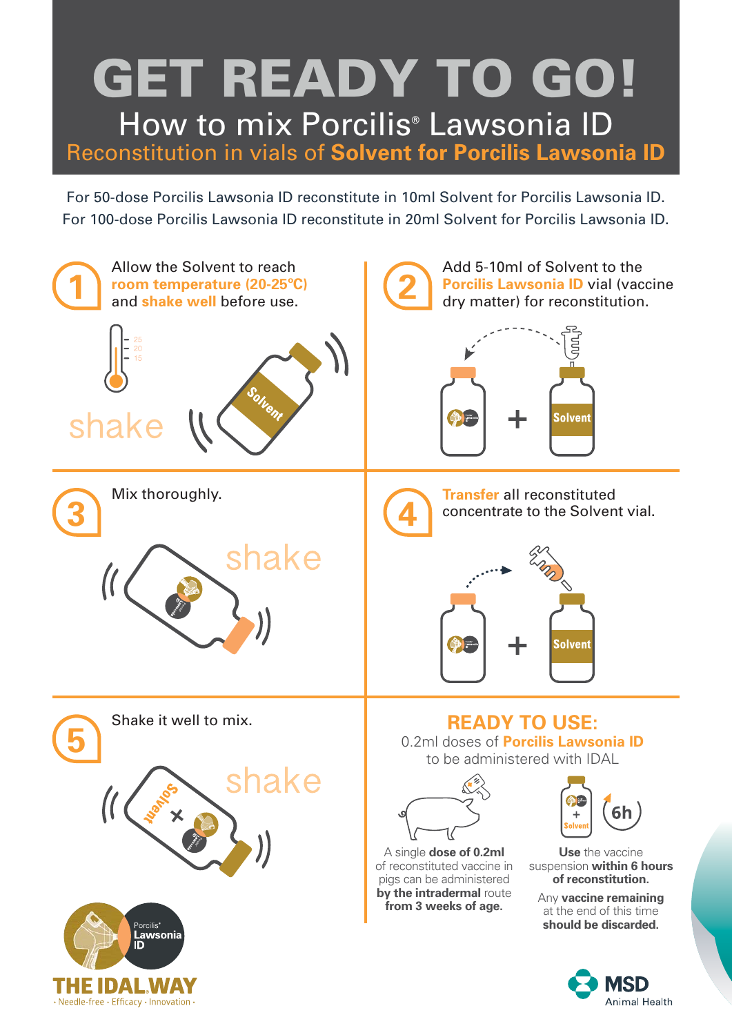# GET READY TO GO!

## How to mix Porcilis® Lawsonia ID

### Reconstitution in vials of **Solvent for Porcilis Lawsonia ID**

For 50-dose Porcilis Lawsonia ID reconstitute in 10ml Solvent for Porcilis Lawsonia ID.
For 100-dose Porcilis Lawsonia ID reconstitute in 20ml Solvent for Porcilis Lawsonia ID.

**1** Allow the Solvent to reach **room temperature (20-25ºC)** and **shake well** before use.

shake

**2** Add 5-10ml of Solvent to the **Porcilis Lawsonia ID** vial (vaccine dry matter) for reconstitution.

**3** Mix thoroughly.

shake

**4** **Transfer** all reconstituted concentrate to the Solvent vial.

**5** Shake it well to mix.

shake

## READY TO USE:

0.2ml doses of **Porcilis Lawsonia ID** to be administered with IDAL

A single **dose of 0.2ml** of reconstituted vaccine in pigs can be administered **by the intradermal** route **from 3 weeks of age.**

**Use** the vaccine suspension **within 6 hours of reconstitution.**

Any **vaccine remaining** at the end of this time **should be discarded.**

Porcilis® Lawsonia ID

THE IDAL WAY
· Needle-free · Efficacy · Innovation ·

MSD Animal Health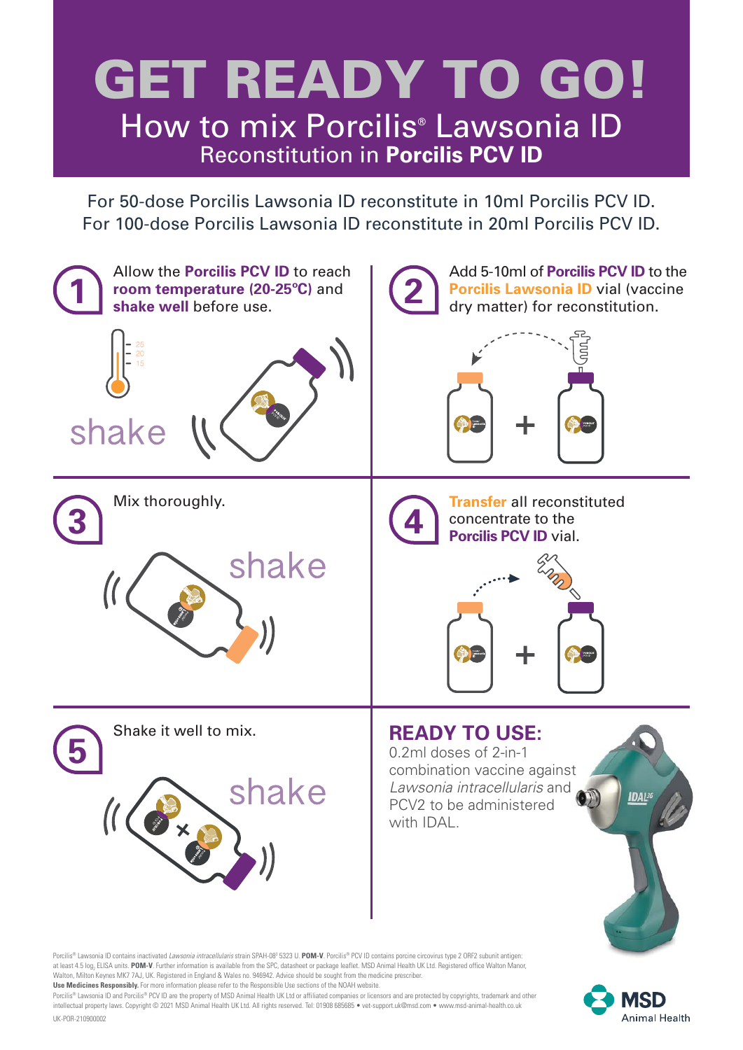# GET READY TO GO!

## How to mix Porcilis® Lawsonia ID

### Reconstitution in **Porcilis PCV ID**

For 50-dose Porcilis Lawsonia ID reconstitute in 10ml Porcilis PCV ID.
For 100-dose Porcilis Lawsonia ID reconstitute in 20ml Porcilis PCV ID.

**1** Allow the **Porcilis PCV ID** to reach **room temperature (20-25°C)** and **shake well** before use.

25
20
15

shake

**2** Add 5-10ml of **Porcilis PCV ID** to the **Porcilis Lawsonia ID** vial (vaccine dry matter) for reconstitution.

**3** Mix thoroughly.

shake

**4** **Transfer** all reconstituted concentrate to the **Porcilis PCV ID** vial.

**5** Shake it well to mix.

shake

## READY TO USE:

0.2ml doses of 2-in-1 combination vaccine against *Lawsonia intracellularis* and PCV2 to be administered with IDAL.

Porcilis® Lawsonia ID contains inactivated *Lawsonia intracellularis* strain SPAH-08[1] 5323 U. **POM-V**. Porcilis® PCV ID contains porcine circovirus type 2 ORF2 subunit antigen: at least 4.5 log, ELISA units. **POM-V**. Further information is available from the SPC, datasheet or package leaflet. MSD Animal Health UK Ltd. Registered office Walton Manor, Walton, Milton Keynes MK7 7AJ, UK. Registered in England & Wales no. 946942. Advice should be sought from the medicine prescriber.
**Use Medicines Responsibly.** For more information please refer to the Responsible Use sections of the NOAH website.
Porcilis® Lawsonia ID and Porcilis® PCV ID are the property of MSD Animal Health UK Ltd or affiliated companies or licensors and are protected by copyrights, trademark and other intellectual property laws. Copyright © 2021 MSD Animal Health UK Ltd. All rights reserved. Tel: 01908 685685 • vet-support.uk@msd.com • www.msd-animal-health.co.uk
UK-POR-210900002

MSD Animal Health